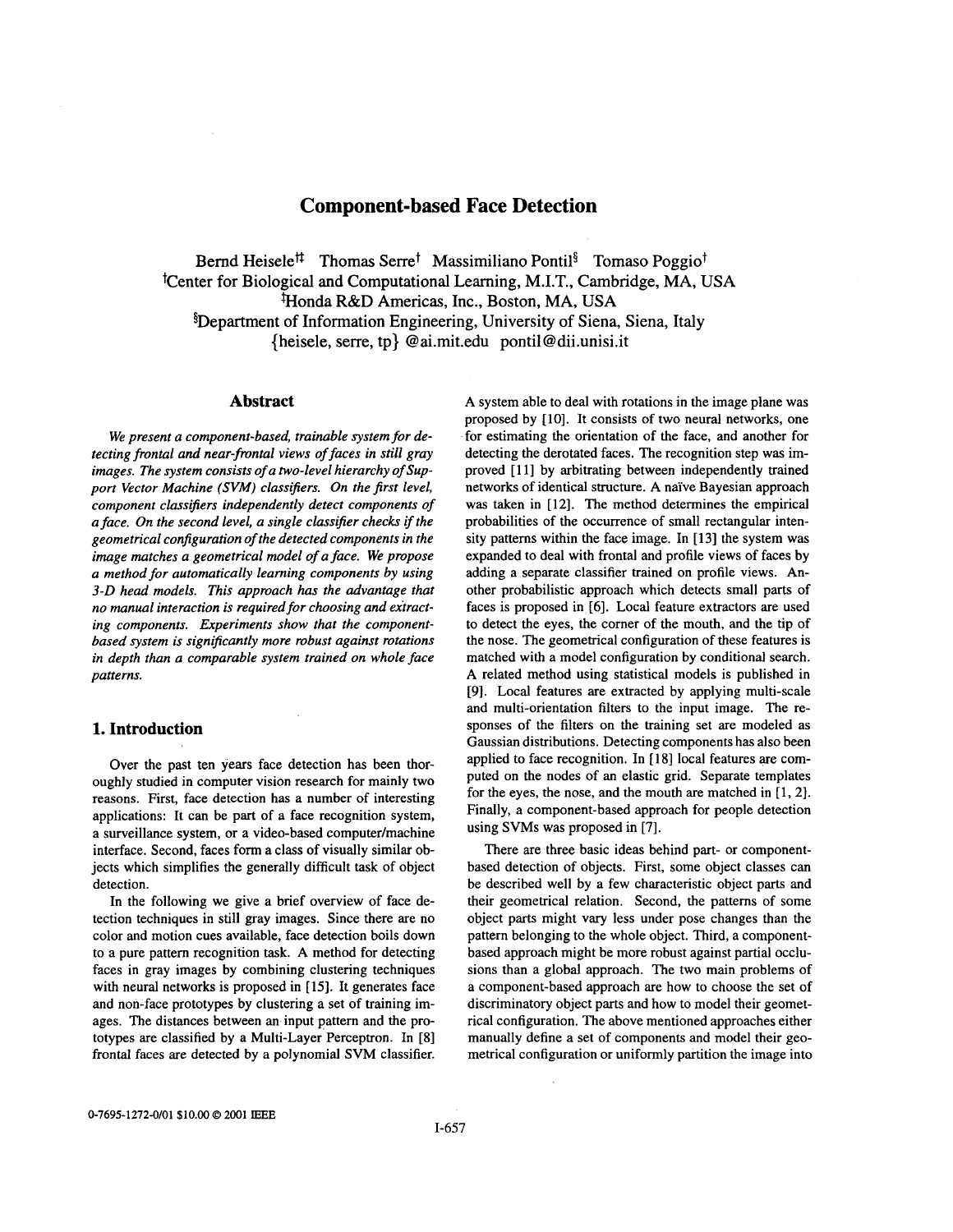# Component-based Face Detection

Bernd Heisele[†‡] Thomas Serre[†] Massimiliano Pontil[§] Tomaso Poggio[†]
[†]Center for Biological and Computational Learning, M.I.T., Cambridge, MA, USA
[‡]Honda R&D Americas, Inc., Boston, MA, USA
[§]Department of Information Engineering, University of Siena, Siena, Italy
{heisele, serre, tp} @ai.mit.edu pontil@dii.unisi.it

## Abstract

*We present a component-based, trainable system for detecting frontal and near-frontal views of faces in still gray images. The system consists of a two-level hierarchy of Support Vector Machine (SVM) classifiers. On the first level, component classifiers independently detect components of a face. On the second level, a single classifier checks if the geometrical configuration of the detected components in the image matches a geometrical model of a face. We propose a method for automatically learning components by using 3-D head models. This approach has the advantage that no manual interaction is required for choosing and extracting components. Experiments show that the component-based system is significantly more robust against rotations in depth than a comparable system trained on whole face patterns.*

## 1. Introduction

Over the past ten years face detection has been thoroughly studied in computer vision research for mainly two reasons. First, face detection has a number of interesting applications: It can be part of a face recognition system, a surveillance system, or a video-based computer/machine interface. Second, faces form a class of visually similar objects which simplifies the generally difficult task of object detection.

In the following we give a brief overview of face detection techniques in still gray images. Since there are no color and motion cues available, face detection boils down to a pure pattern recognition task. A method for detecting faces in gray images by combining clustering techniques with neural networks is proposed in [15]. It generates face and non-face prototypes by clustering a set of training images. The distances between an input pattern and the prototypes are classified by a Multi-Layer Perceptron. In [8] frontal faces are detected by a polynomial SVM classifier. A system able to deal with rotations in the image plane was proposed by [10]. It consists of two neural networks, one for estimating the orientation of the face, and another for detecting the derotated faces. The recognition step was improved [11] by arbitrating between independently trained networks of identical structure. A naïve Bayesian approach was taken in [12]. The method determines the empirical probabilities of the occurrence of small rectangular intensity patterns within the face image. In [13] the system was expanded to deal with frontal and profile views of faces by adding a separate classifier trained on profile views. Another probabilistic approach which detects small parts of faces is proposed in [6]. Local feature extractors are used to detect the eyes, the corner of the mouth, and the tip of the nose. The geometrical configuration of these features is matched with a model configuration by conditional search. A related method using statistical models is published in [9]. Local features are extracted by applying multi-scale and multi-orientation filters to the input image. The responses of the filters on the training set are modeled as Gaussian distributions. Detecting components has also been applied to face recognition. In [18] local features are computed on the nodes of an elastic grid. Separate templates for the eyes, the nose, and the mouth are matched in [1, 2]. Finally, a component-based approach for people detection using SVMs was proposed in [7].

There are three basic ideas behind part- or component-based detection of objects. First, some object classes can be described well by a few characteristic object parts and their geometrical relation. Second, the patterns of some object parts might vary less under pose changes than the pattern belonging to the whole object. Third, a component-based approach might be more robust against partial occlusions than a global approach. The two main problems of a component-based approach are how to choose the set of discriminatory object parts and how to model their geometrical configuration. The above mentioned approaches either manually define a set of components and model their geometrical configuration or uniformly partition the image into

0-7695-1272-0/01 $10.00 © 2001 IEEE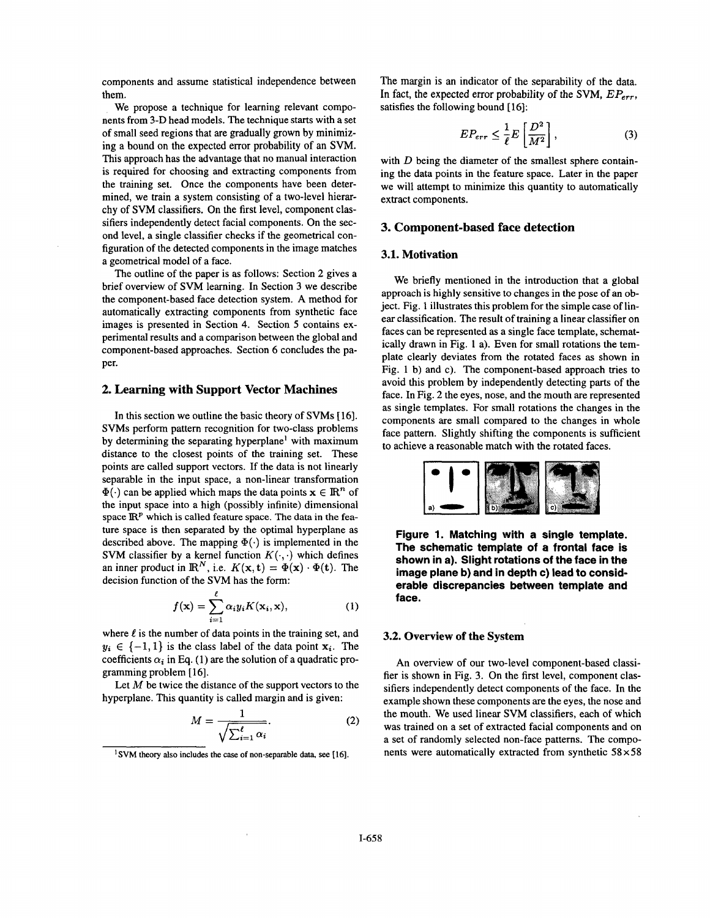components and assume statistical independence between them.

We propose a technique for learning relevant components from 3-D head models. The technique starts with a set of small seed regions that are gradually grown by minimizing a bound on the expected error probability of an SVM. This approach has the advantage that no manual interaction is required for choosing and extracting components from the training set. Once the components have been determined, we train a system consisting of a two-level hierarchy of SVM classifiers. On the first level, component classifiers independently detect facial components. On the second level, a single classifier checks if the geometrical configuration of the detected components in the image matches a geometrical model of a face.

The outline of the paper is as follows: Section 2 gives a brief overview of SVM learning. In Section 3 we describe the component-based face detection system. A method for automatically extracting components from synthetic face images is presented in Section 4. Section 5 contains experimental results and a comparison between the global and component-based approaches. Section 6 concludes the paper.

## 2. Learning with Support Vector Machines

In this section we outline the basic theory of SVMs [16]. SVMs perform pattern recognition for two-class problems by determining the separating hyperplane[1] with maximum distance to the closest points of the training set. These points are called support vectors. If the data is not linearly separable in the input space, a non-linear transformation $\Phi(\cdot)$ can be applied which maps the data points $\mathbf{x} \in \mathbb{R}^n$ of the input space into a high (possibly infinite) dimensional space $\mathbb{R}^p$ which is called feature space. The data in the feature space is then separated by the optimal hyperplane as described above. The mapping $\Phi(\cdot)$ is implemented in the SVM classifier by a kernel function $K(\cdot, \cdot)$ which defines an inner product in $\mathbb{R}^N$, i.e. $K(\mathbf{x}, \mathbf{t}) = \Phi(\mathbf{x}) \cdot \Phi(\mathbf{t})$. The decision function of the SVM has the form:

$$f(\mathbf{x}) = \sum_{i=1}^{\ell} \alpha_i y_i K(\mathbf{x}_i, \mathbf{x}), \tag{1}$$

where $\ell$ is the number of data points in the training set, and $y_i \in \{-1, 1\}$ is the class label of the data point $\mathbf{x}_i$. The coefficients $\alpha_i$ in Eq. (1) are the solution of a quadratic programming problem [16].

Let $M$ be twice the distance of the support vectors to the hyperplane. This quantity is called margin and is given:

$$M = \frac{1}{\sqrt{\sum_{i=1}^{\ell} \alpha_i}}. \tag{2}$$

[1] SVM theory also includes the case of non-separable data, see [16].

The margin is an indicator of the separability of the data. In fact, the expected error probability of the SVM, $EP_{err}$, satisfies the following bound [16]:

$$EP_{err} \leq \frac{1}{\ell} E\left[\frac{D^2}{M^2}\right], \tag{3}$$

with $D$ being the diameter of the smallest sphere containing the data points in the feature space. Later in the paper we will attempt to minimize this quantity to automatically extract components.

## 3. Component-based face detection

### 3.1. Motivation

We briefly mentioned in the introduction that a global approach is highly sensitive to changes in the pose of an object. Fig. 1 illustrates this problem for the simple case of linear classification. The result of training a linear classifier on faces can be represented as a single face template, schematically drawn in Fig. 1 a). Even for small rotations the template clearly deviates from the rotated faces as shown in Fig. 1 b) and c). The component-based approach tries to avoid this problem by independently detecting parts of the face. In Fig. 2 the eyes, nose, and the mouth are represented as single templates. For small rotations the changes in the components are small compared to the changes in whole face pattern. Slightly shifting the components is sufficient to achieve a reasonable match with the rotated faces.

**Figure 1. Matching with a single template. The schematic template of a frontal face is shown in a). Slight rotations of the face in the image plane b) and in depth c) lead to considerable discrepancies between template and face.**

### 3.2. Overview of the System

An overview of our two-level component-based classifier is shown in Fig. 3. On the first level, component classifiers independently detect components of the face. In the example shown these components are the eyes, the nose and the mouth. We used linear SVM classifiers, each of which was trained on a set of extracted facial components and on a set of randomly selected non-face patterns. The components were automatically extracted from synthetic 58×58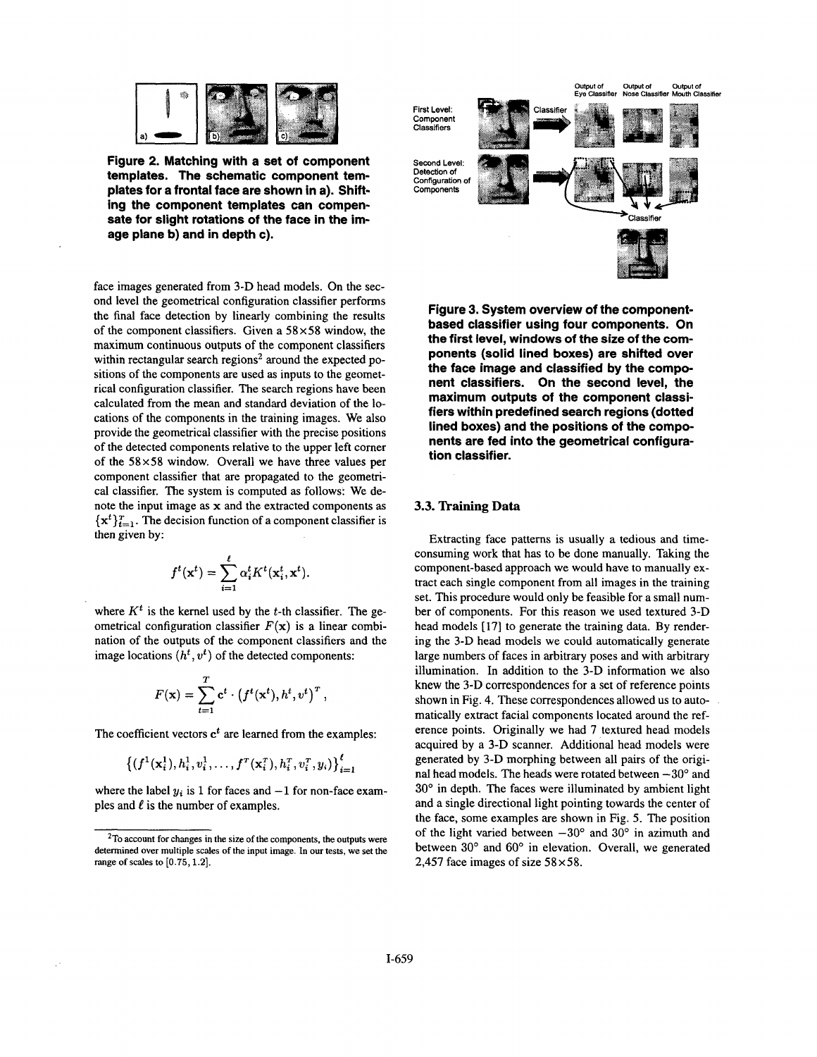**Figure 2. Matching with a set of component templates. The schematic component templates for a frontal face are shown in a). Shifting the component templates can compensate for slight rotations of the face in the image plane b) and in depth c).**

face images generated from 3-D head models. On the second level the geometrical configuration classifier performs the final face detection by linearly combining the results of the component classifiers. Given a 58×58 window, the maximum continuous outputs of the component classifiers within rectangular search regions[2] around the expected positions of the components are used as inputs to the geometrical configuration classifier. The search regions have been calculated from the mean and standard deviation of the locations of the components in the training images. We also provide the geometrical classifier with the precise positions of the detected components relative to the upper left corner of the 58×58 window. Overall we have three values per component classifier that are propagated to the geometrical classifier. The system is computed as follows: We denote the input image as $\mathbf{x}$ and the extracted components as $\{\mathbf{x}^t\}_{t=1}^{T}$. The decision function of a component classifier is then given by:

$$f^t(\mathbf{x}^t) = \sum_{i=1}^{\ell} \alpha_i^t K^t(\mathbf{x}_i^t, \mathbf{x}^t).$$

where $K^t$ is the kernel used by the $t$-th classifier. The geometrical configuration classifier $F(\mathbf{x})$ is a linear combination of the outputs of the component classifiers and the image locations $(h^t, v^t)$ of the detected components:

$$F(\mathbf{x}) = \sum_{t=1}^{T} \mathbf{c}^t \cdot \left(f^t(\mathbf{x}^t), h^t, v^t\right)^T,$$

The coefficient vectors $\mathbf{c}^t$ are learned from the examples:

$$\left\{\left(f^1(\mathbf{x}_i^1), h_i^1, v_i^1, \ldots, f^T(\mathbf{x}_i^T), h_i^T, v_i^T, y_i\right)\right\}_{i=1}^{\ell}$$

where the label $y_i$ is 1 for faces and $-1$ for non-face examples and $\ell$ is the number of examples.

[2] To account for changes in the size of the components, the outputs were determined over multiple scales of the input image. In our tests, we set the range of scales to $[0.75, 1.2]$.

**Figure 3. System overview of the component-based classifier using four components. On the first level, windows of the size of the components (solid lined boxes) are shifted over the face image and classified by the component classifiers. On the second level, the maximum outputs of the component classifiers within predefined search regions (dotted lined boxes) and the positions of the components are fed into the geometrical configuration classifier.**

### 3.3. Training Data

Extracting face patterns is usually a tedious and time-consuming work that has to be done manually. Taking the component-based approach we would have to manually extract each single component from all images in the training set. This procedure would only be feasible for a small number of components. For this reason we used textured 3-D head models [17] to generate the training data. By rendering the 3-D head models we could automatically generate large numbers of faces in arbitrary poses and with arbitrary illumination. In addition to the 3-D information we also knew the 3-D correspondences for a set of reference points shown in Fig. 4. These correspondences allowed us to automatically extract facial components located around the reference points. Originally we had 7 textured head models acquired by a 3-D scanner. Additional head models were generated by 3-D morphing between all pairs of the original head models. The heads were rotated between $-30°$ and $30°$ in depth. The faces were illuminated by ambient light and a single directional light pointing towards the center of the face, some examples are shown in Fig. 5. The position of the light varied between $-30°$ and $30°$ in azimuth and between $30°$ and $60°$ in elevation. Overall, we generated 2,457 face images of size 58×58.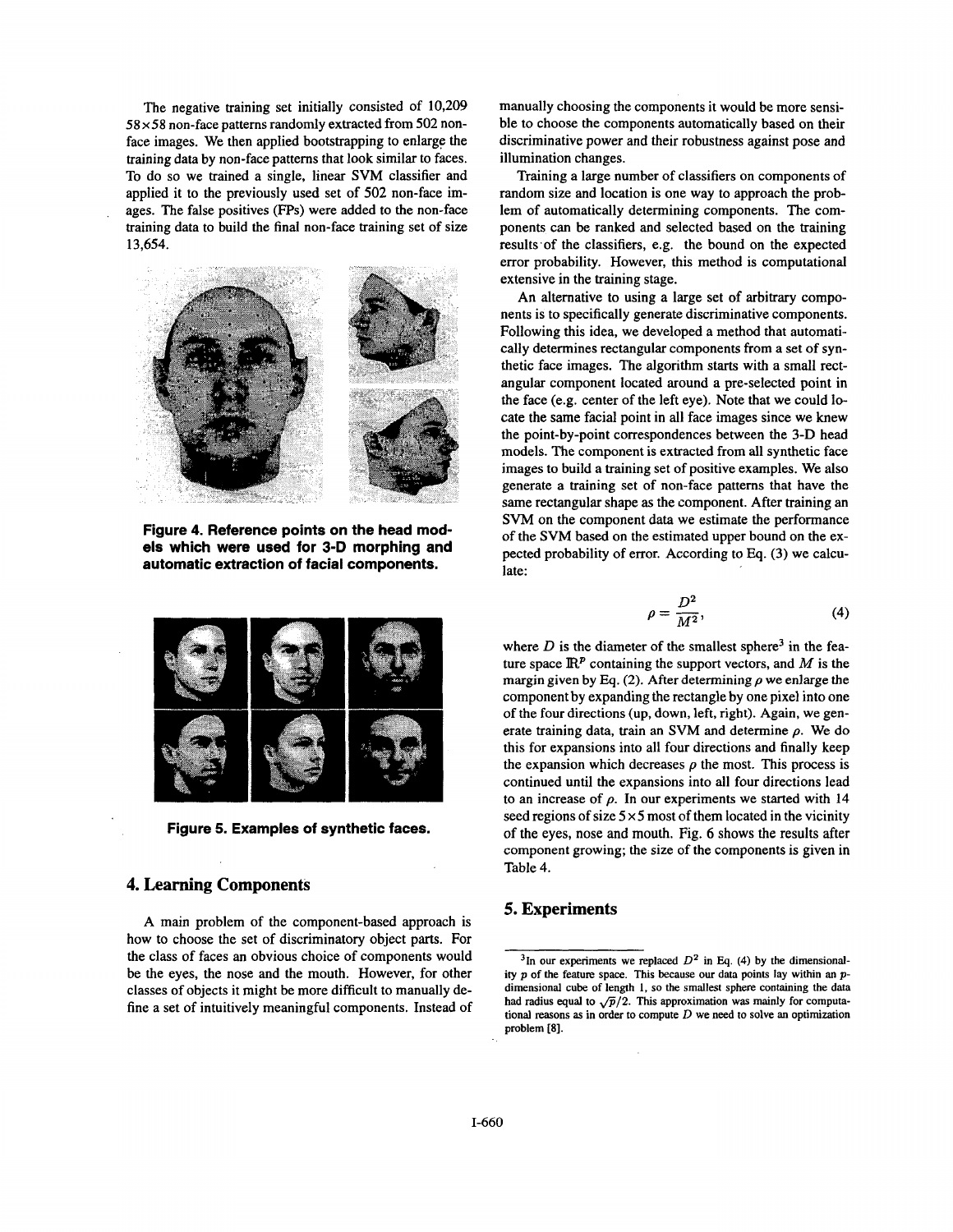The negative training set initially consisted of 10,209 $58\times58$ non-face patterns randomly extracted from 502 non-face images. We then applied bootstrapping to enlarge the training data by non-face patterns that look similar to faces. To do so we trained a single, linear SVM classifier and applied it to the previously used set of 502 non-face images. The false positives (FPs) were added to the non-face training data to build the final non-face training set of size 13,654.

**Figure 4. Reference points on the head models which were used for 3-D morphing and automatic extraction of facial components.**

**Figure 5. Examples of synthetic faces.**

## 4. Learning Components

A main problem of the component-based approach is how to choose the set of discriminatory object parts. For the class of faces an obvious choice of components would be the eyes, the nose and the mouth. However, for other classes of objects it might be more difficult to manually define a set of intuitively meaningful components. Instead of manually choosing the components it would be more sensible to choose the components automatically based on their discriminative power and their robustness against pose and illumination changes.

Training a large number of classifiers on components of random size and location is one way to approach the problem of automatically determining components. The components can be ranked and selected based on the training results of the classifiers, e.g. the bound on the expected error probability. However, this method is computational extensive in the training stage.

An alternative to using a large set of arbitrary components is to specifically generate discriminative components. Following this idea, we developed a method that automatically determines rectangular components from a set of synthetic face images. The algorithm starts with a small rectangular component located around a pre-selected point in the face (e.g. center of the left eye). Note that we could locate the same facial point in all face images since we knew the point-by-point correspondences between the 3-D head models. The component is extracted from all synthetic face images to build a training set of positive examples. We also generate a training set of non-face patterns that have the same rectangular shape as the component. After training an SVM on the component data we estimate the performance of the SVM based on the estimated upper bound on the expected probability of error. According to Eq. (3) we calculate:

$$\rho = \frac{D^2}{M^2}, \tag{4}$$

where $D$ is the diameter of the smallest sphere[3] in the feature space $\mathbb{R}^p$ containing the support vectors, and $M$ is the margin given by Eq. (2). After determining $\rho$ we enlarge the component by expanding the rectangle by one pixel into one of the four directions (up, down, left, right). Again, we generate training data, train an SVM and determine $\rho$. We do this for expansions into all four directions and finally keep the expansion which decreases $\rho$ the most. This process is continued until the expansions into all four directions lead to an increase of $\rho$. In our experiments we started with 14 seed regions of size $5\times5$ most of them located in the vicinity of the eyes, nose and mouth. Fig. 6 shows the results after component growing; the size of the components is given in Table 4.

## 5. Experiments

[3] In our experiments we replaced $D^2$ in Eq. (4) by the dimensionality $p$ of the feature space. This because our data points lay within an $p$-dimensional cube of length 1, so the smallest sphere containing the data had radius equal to $\sqrt{p}/2$. This approximation was mainly for computational reasons as in order to compute $D$ we need to solve an optimization problem [8].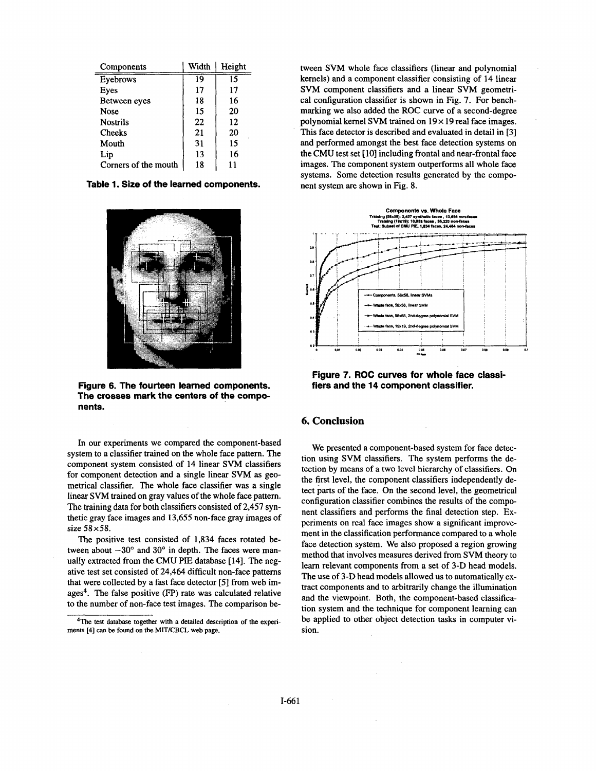| Components | Width | Height |
|---|---|---|
| Eyebrows | 19 | 15 |
| Eyes | 17 | 17 |
| Between eyes | 18 | 16 |
| Nose | 15 | 20 |
| Nostrils | 22 | 12 |
| Cheeks | 21 | 20 |
| Mouth | 31 | 15 |
| Lip | 13 | 16 |
| Corners of the mouth | 18 | 11 |

**Table 1. Size of the learned components.**

**Figure 6. The fourteen learned components. The crosses mark the centers of the components.**

In our experiments we compared the component-based system to a classifier trained on the whole face pattern. The component system consisted of 14 linear SVM classifiers for component detection and a single linear SVM as geometrical classifier. The whole face classifier was a single linear SVM trained on gray values of the whole face pattern. The training data for both classifiers consisted of 2,457 synthetic gray face images and 13,655 non-face gray images of size $58 \times 58$.

The positive test consisted of 1,834 faces rotated between about $-30°$ and $30°$ in depth. The faces were manually extracted from the CMU PIE database [14]. The negative test set consisted of 24,464 difficult non-face patterns that were collected by a fast face detector [5] from web images[4]. The false positive (FP) rate was calculated relative to the number of non-face test images. The comparison between SVM whole face classifiers (linear and polynomial kernels) and a component classifier consisting of 14 linear SVM component classifiers and a linear SVM geometrical configuration classifier is shown in Fig. 7. For benchmarking we also added the ROC curve of a second-degree polynomial kernel SVM trained on $19 \times 19$ real face images. This face detector is described and evaluated in detail in [3] and performed amongst the best face detection systems on the CMU test set [10] including frontal and near-frontal face images. The component system outperforms all whole face systems. Some detection results generated by the component system are shown in Fig. 8.

[4]The test database together with a detailed description of the experiments [4] can be found on the MIT/CBCL web page.

**Figure 7. ROC curves for whole face classifiers and the 14 component classifier.**

## 6. Conclusion

We presented a component-based system for face detection using SVM classifiers. The system performs the detection by means of a two level hierarchy of classifiers. On the first level, the component classifiers independently detect parts of the face. On the second level, the geometrical configuration classifier combines the results of the component classifiers and performs the final detection step. Experiments on real face images show a significant improvement in the classification performance compared to a whole face detection system. We also proposed a region growing method that involves measures derived from SVM theory to learn relevant components from a set of 3-D head models. The use of 3-D head models allowed us to automatically extract components and to arbitrarily change the illumination and the viewpoint. Both, the component-based classification system and the technique for component learning can be applied to other object detection tasks in computer vision.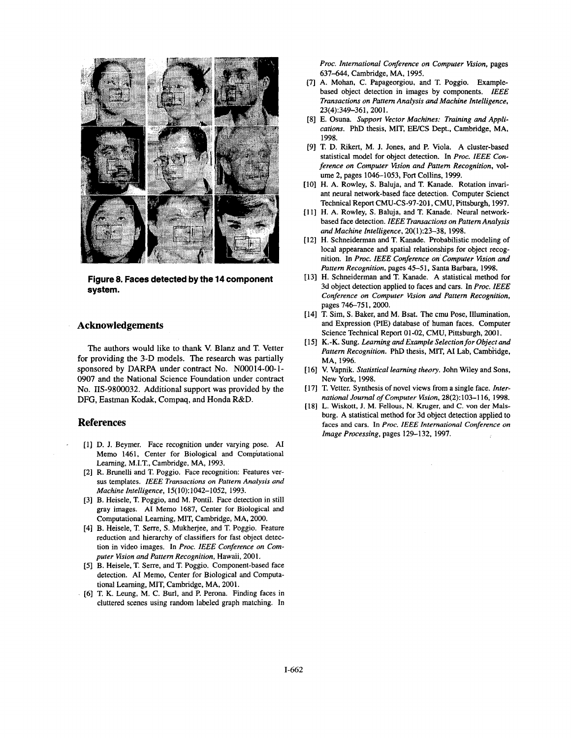Figure 8. Faces detected by the 14 component system.

## Acknowledgements

The authors would like to thank V. Blanz and T. Vetter for providing the 3-D models. The research was partially sponsored by DARPA under contract No. N00014-00-1-0907 and the National Science Foundation under contract No. IIS-9800032. Additional support was provided by the DFG, Eastman Kodak, Compaq, and Honda R&D.

## References

[1] D. J. Beymer. Face recognition under varying pose. AI Memo 1461, Center for Biological and Computational Learning, M.I.T., Cambridge, MA, 1993.

[2] R. Brunelli and T. Poggio. Face recognition: Features versus templates. *IEEE Transactions on Pattern Analysis and Machine Intelligence*, 15(10):1042–1052, 1993.

[3] B. Heisele, T. Poggio, and M. Pontil. Face detection in still gray images. AI Memo 1687, Center for Biological and Computational Learning, MIT, Cambridge, MA, 2000.

[4] B. Heisele, T. Serre, S. Mukherjee, and T. Poggio. Feature reduction and hierarchy of classifiers for fast object detection in video images. In *Proc. IEEE Conference on Computer Vision and Pattern Recognition*, Hawaii, 2001.

[5] B. Heisele, T. Serre, and T. Poggio. Component-based face detection. AI Memo, Center for Biological and Computational Learning, MIT, Cambridge, MA, 2001.

[6] T. K. Leung, M. C. Burl, and P. Perona. Finding faces in cluttered scenes using random labeled graph matching. In *Proc. International Conference on Computer Vision*, pages 637–644, Cambridge, MA, 1995.

[7] A. Mohan, C. Papageorgiou, and T. Poggio. Example-based object detection in images by components. *IEEE Transactions on Pattern Analysis and Machine Intelligence*, 23(4):349–361, 2001.

[8] E. Osuna. *Support Vector Machines: Training and Applications*. PhD thesis, MIT, EE/CS Dept., Cambridge, MA, 1998.

[9] T. D. Rikert, M. J. Jones, and P. Viola. A cluster-based statistical model for object detection. In *Proc. IEEE Conference on Computer Vision and Pattern Recognition*, volume 2, pages 1046–1053, Fort Collins, 1999.

[10] H. A. Rowley, S. Baluja, and T. Kanade. Rotation invariant neural network-based face detection. Computer Scienct Technical Report CMU-CS-97-201, CMU, Pittsburgh, 1997.

[11] H. A. Rowley, S. Baluja, and T. Kanade. Neural network-based face detection. *IEEE Transactions on Pattern Analysis and Machine Intelligence*, 20(1):23–38, 1998.

[12] H. Schneiderman and T. Kanade. Probabilistic modeling of local appearance and spatial relationships for object recognition. In *Proc. IEEE Conference on Computer Vision and Pattern Recognition*, pages 45–51, Santa Barbara, 1998.

[13] H. Schneiderman and T. Kanade. A statistical method for 3d object detection applied to faces and cars. In *Proc. IEEE Conference on Computer Vision and Pattern Recognition*, pages 746–751, 2000.

[14] T. Sim, S. Baker, and M. Bsat. The cmu Pose, Illumination, and Expression (PIE) database of human faces. Computer Science Technical Report 01-02, CMU, Pittsburgh, 2001.

[15] K.-K. Sung. *Learning and Example Selection for Object and Pattern Recognition*. PhD thesis, MIT, AI Lab, Cambridge, MA, 1996.

[16] V. Vapnik. *Statistical learning theory*. John Wiley and Sons, New York, 1998.

[17] T. Vetter. Synthesis of novel views from a single face. *International Journal of Computer Vision*, 28(2):103–116, 1998.

[18] L. Wiskott, J. M. Fellous, N. Kruger, and C. von der Malsburg. A statistical method for 3d object detection applied to faces and cars. In *Proc. IEEE International Conference on Image Processing*, pages 129–132, 1997.